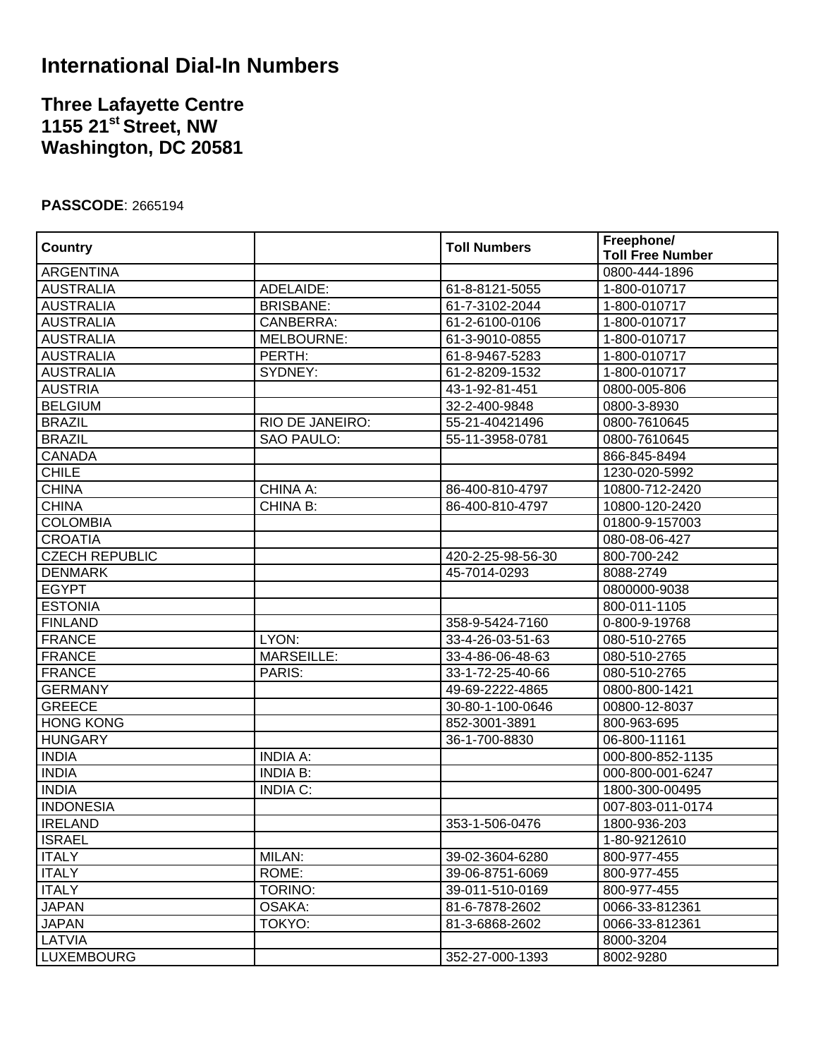# International Dial-In Numbers

## Three Lafayette Centre
## 1155 21st Street, NW
## Washington, DC 20581

**PASSCODE**: 2665194

| Country | | Toll Numbers | Freephone/ Toll Free Number |
|---|---|---|---|
| ARGENTINA | | | 0800-444-1896 |
| AUSTRALIA | ADELAIDE: | 61-8-8121-5055 | 1-800-010717 |
| AUSTRALIA | BRISBANE: | 61-7-3102-2044 | 1-800-010717 |
| AUSTRALIA | CANBERRA: | 61-2-6100-0106 | 1-800-010717 |
| AUSTRALIA | MELBOURNE: | 61-3-9010-0855 | 1-800-010717 |
| AUSTRALIA | PERTH: | 61-8-9467-5283 | 1-800-010717 |
| AUSTRALIA | SYDNEY: | 61-2-8209-1532 | 1-800-010717 |
| AUSTRIA | | 43-1-92-81-451 | 0800-005-806 |
| BELGIUM | | 32-2-400-9848 | 0800-3-8930 |
| BRAZIL | RIO DE JANEIRO: | 55-21-40421496 | 0800-7610645 |
| BRAZIL | SAO PAULO: | 55-11-3958-0781 | 0800-7610645 |
| CANADA | | | 866-845-8494 |
| CHILE | | | 1230-020-5992 |
| CHINA | CHINA A: | 86-400-810-4797 | 10800-712-2420 |
| CHINA | CHINA B: | 86-400-810-4797 | 10800-120-2420 |
| COLOMBIA | | | 01800-9-157003 |
| CROATIA | | | 080-08-06-427 |
| CZECH REPUBLIC | | 420-2-25-98-56-30 | 800-700-242 |
| DENMARK | | 45-7014-0293 | 8088-2749 |
| EGYPT | | | 0800000-9038 |
| ESTONIA | | | 800-011-1105 |
| FINLAND | | 358-9-5424-7160 | 0-800-9-19768 |
| FRANCE | LYON: | 33-4-26-03-51-63 | 080-510-2765 |
| FRANCE | MARSEILLE: | 33-4-86-06-48-63 | 080-510-2765 |
| FRANCE | PARIS: | 33-1-72-25-40-66 | 080-510-2765 |
| GERMANY | | 49-69-2222-4865 | 0800-800-1421 |
| GREECE | | 30-80-1-100-0646 | 00800-12-8037 |
| HONG KONG | | 852-3001-3891 | 800-963-695 |
| HUNGARY | | 36-1-700-8830 | 06-800-11161 |
| INDIA | INDIA A: | | 000-800-852-1135 |
| INDIA | INDIA B: | | 000-800-001-6247 |
| INDIA | INDIA C: | | 1800-300-00495 |
| INDONESIA | | | 007-803-011-0174 |
| IRELAND | | 353-1-506-0476 | 1800-936-203 |
| ISRAEL | | | 1-80-9212610 |
| ITALY | MILAN: | 39-02-3604-6280 | 800-977-455 |
| ITALY | ROME: | 39-06-8751-6069 | 800-977-455 |
| ITALY | TORINO: | 39-011-510-0169 | 800-977-455 |
| JAPAN | OSAKA: | 81-6-7878-2602 | 0066-33-812361 |
| JAPAN | TOKYO: | 81-3-6868-2602 | 0066-33-812361 |
| LATVIA | | | 8000-3204 |
| LUXEMBOURG | | 352-27-000-1393 | 8002-9280 |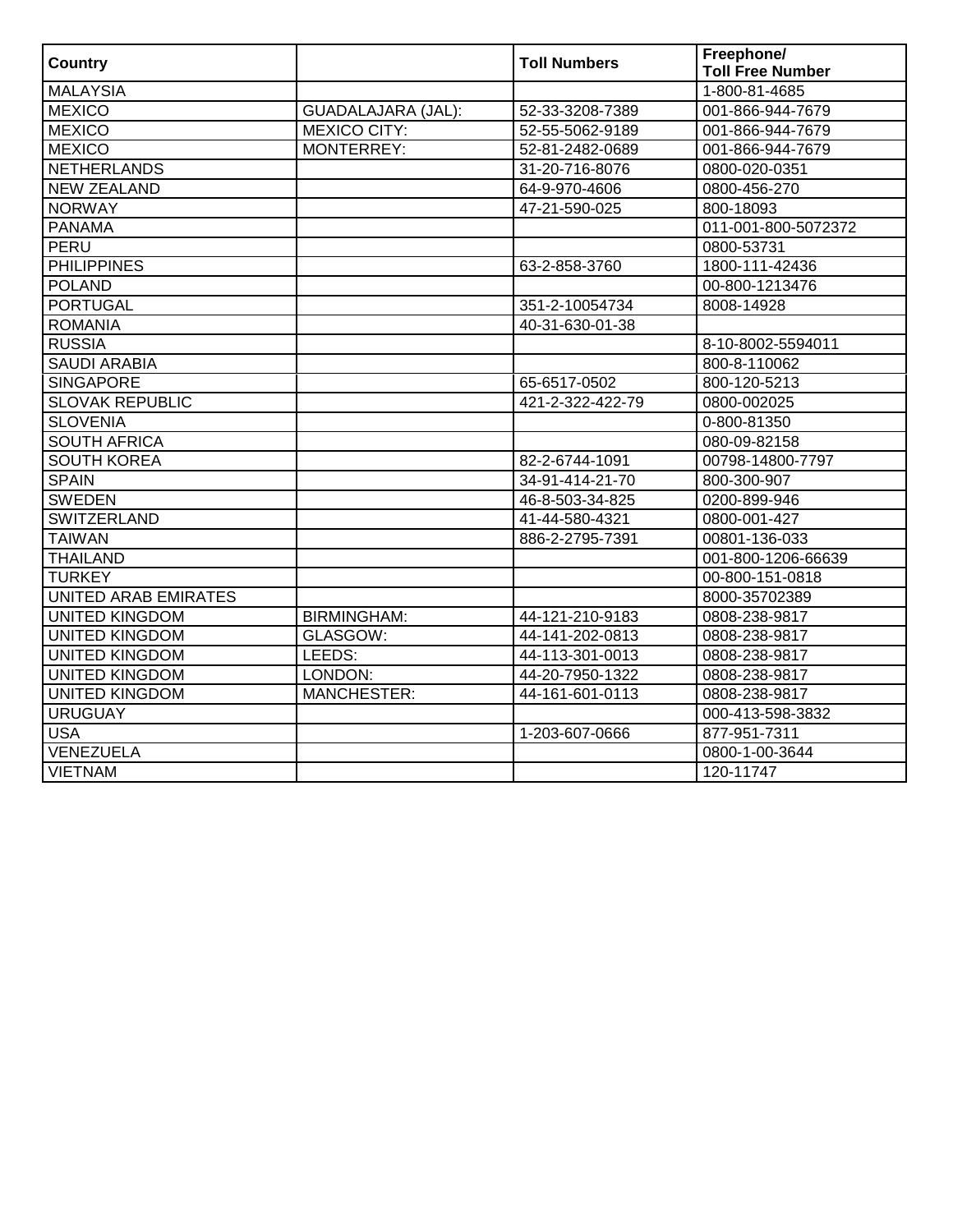| Country | | Toll Numbers | Freephone/ Toll Free Number |
|---|---|---|---|
| MALAYSIA | | | 1-800-81-4685 |
| MEXICO | GUADALAJARA (JAL): | 52-33-3208-7389 | 001-866-944-7679 |
| MEXICO | MEXICO CITY: | 52-55-5062-9189 | 001-866-944-7679 |
| MEXICO | MONTERREY: | 52-81-2482-0689 | 001-866-944-7679 |
| NETHERLANDS | | 31-20-716-8076 | 0800-020-0351 |
| NEW ZEALAND | | 64-9-970-4606 | 0800-456-270 |
| NORWAY | | 47-21-590-025 | 800-18093 |
| PANAMA | | | 011-001-800-5072372 |
| PERU | | | 0800-53731 |
| PHILIPPINES | | 63-2-858-3760 | 1800-111-42436 |
| POLAND | | | 00-800-1213476 |
| PORTUGAL | | 351-2-10054734 | 8008-14928 |
| ROMANIA | | 40-31-630-01-38 | |
| RUSSIA | | | 8-10-8002-5594011 |
| SAUDI ARABIA | | | 800-8-110062 |
| SINGAPORE | | 65-6517-0502 | 800-120-5213 |
| SLOVAK REPUBLIC | | 421-2-322-422-79 | 0800-002025 |
| SLOVENIA | | | 0-800-81350 |
| SOUTH AFRICA | | | 080-09-82158 |
| SOUTH KOREA | | 82-2-6744-1091 | 00798-14800-7797 |
| SPAIN | | 34-91-414-21-70 | 800-300-907 |
| SWEDEN | | 46-8-503-34-825 | 0200-899-946 |
| SWITZERLAND | | 41-44-580-4321 | 0800-001-427 |
| TAIWAN | | 886-2-2795-7391 | 00801-136-033 |
| THAILAND | | | 001-800-1206-66639 |
| TURKEY | | | 00-800-151-0818 |
| UNITED ARAB EMIRATES | | | 8000-35702389 |
| UNITED KINGDOM | BIRMINGHAM: | 44-121-210-9183 | 0808-238-9817 |
| UNITED KINGDOM | GLASGOW: | 44-141-202-0813 | 0808-238-9817 |
| UNITED KINGDOM | LEEDS: | 44-113-301-0013 | 0808-238-9817 |
| UNITED KINGDOM | LONDON: | 44-20-7950-1322 | 0808-238-9817 |
| UNITED KINGDOM | MANCHESTER: | 44-161-601-0113 | 0808-238-9817 |
| URUGUAY | | | 000-413-598-3832 |
| USA | | 1-203-607-0666 | 877-951-7311 |
| VENEZUELA | | | 0800-1-00-3644 |
| VIETNAM | | | 120-11747 |